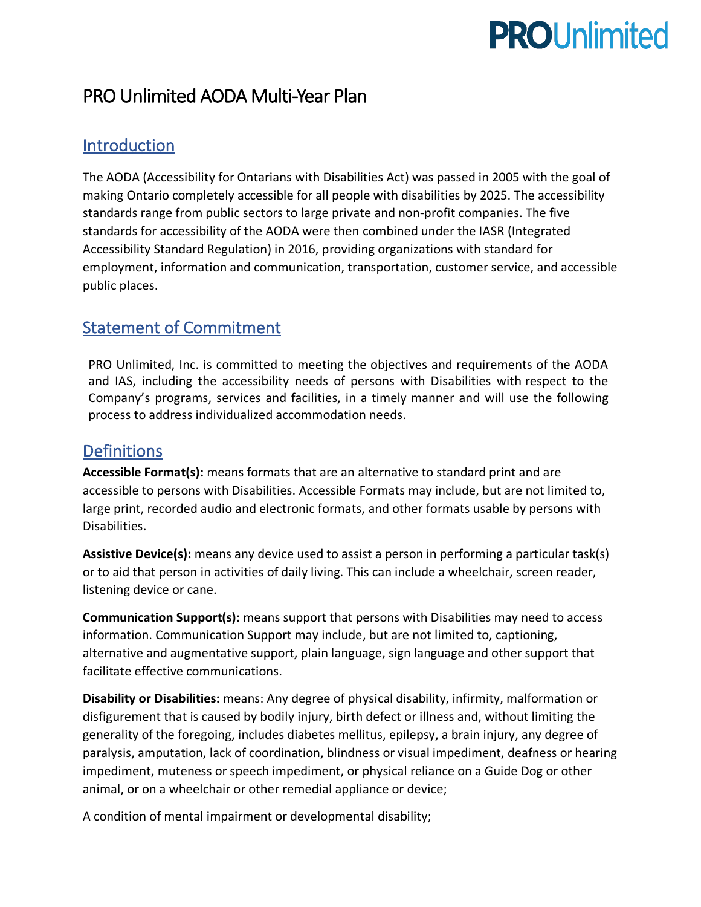# PRO Unlimited AODA Multi-Year Plan

## Introduction

The AODA (Accessibility for Ontarians with Disabilities Act) was passed in 2005 with the goal of making Ontario completely accessible for all people with disabilities by 2025. The accessibility standards range from public sectors to large private and non-profit companies. The five standards for accessibility of the AODA were then combined under the IASR (Integrated Accessibility Standard Regulation) in 2016, providing organizations with standard for employment, information and communication, transportation, customer service, and accessible public places.

## Statement of Commitment

PRO Unlimited, Inc. is committed to meeting the objectives and requirements of the AODA and IAS, including the accessibility needs of persons with Disabilities with respect to the Company's programs, services and facilities, in a timely manner and will use the following process to address individualized accommodation needs.

## Definitions

**Accessible Format(s):** means formats that are an alternative to standard print and are accessible to persons with Disabilities. Accessible Formats may include, but are not limited to, large print, recorded audio and electronic formats, and other formats usable by persons with Disabilities.

**Assistive Device(s):** means any device used to assist a person in performing a particular task(s) or to aid that person in activities of daily living. This can include a wheelchair, screen reader, listening device or cane.

**Communication Support(s):** means support that persons with Disabilities may need to access information. Communication Support may include, but are not limited to, captioning, alternative and augmentative support, plain language, sign language and other support that facilitate effective communications.

**Disability or Disabilities:** means: Any degree of physical disability, infirmity, malformation or disfigurement that is caused by bodily injury, birth defect or illness and, without limiting the generality of the foregoing, includes diabetes mellitus, epilepsy, a brain injury, any degree of paralysis, amputation, lack of coordination, blindness or visual impediment, deafness or hearing impediment, muteness or speech impediment, or physical reliance on a Guide Dog or other animal, or on a wheelchair or other remedial appliance or device;

A condition of mental impairment or developmental disability;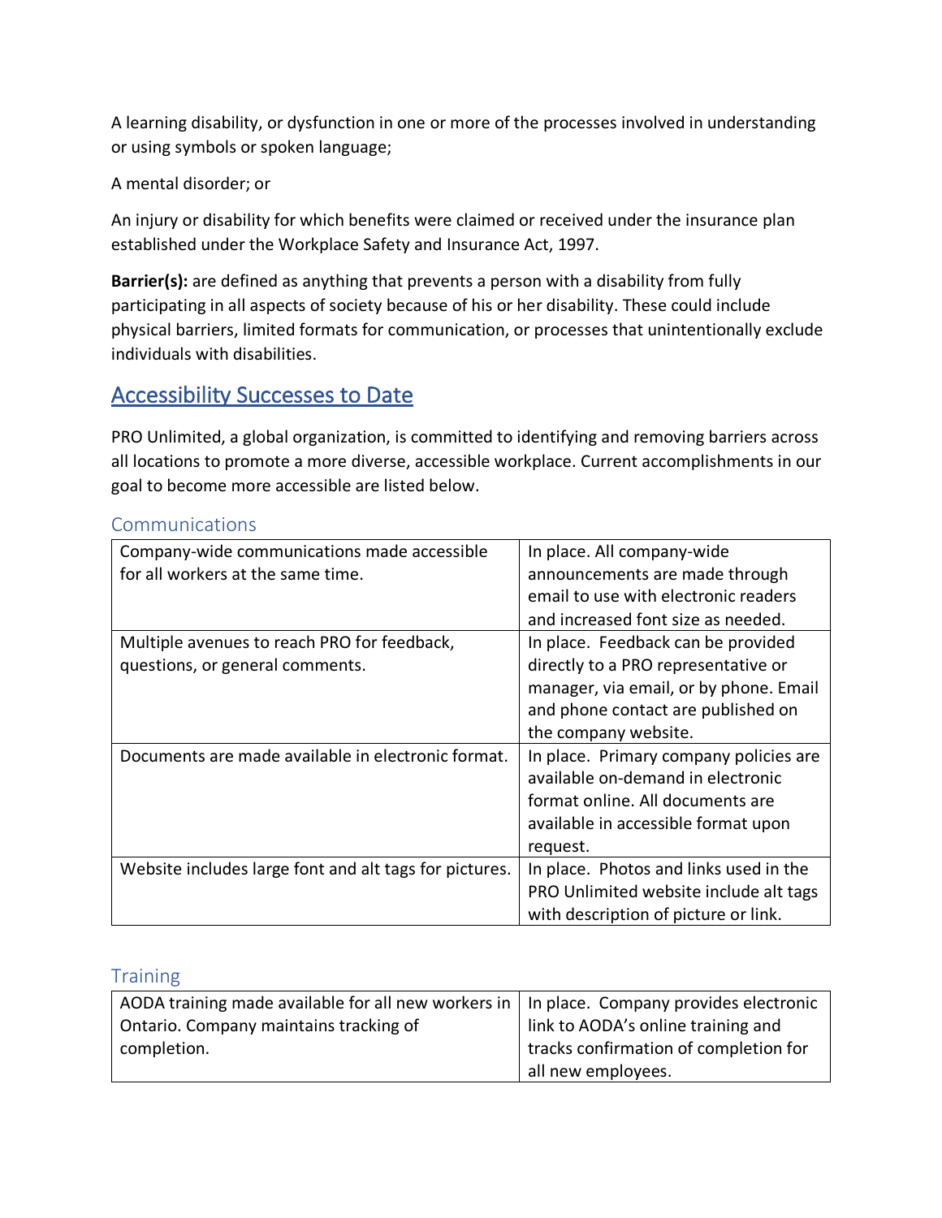A learning disability, or dysfunction in one or more of the processes involved in understanding or using symbols or spoken language;

A mental disorder; or

An injury or disability for which benefits were claimed or received under the insurance plan established under the Workplace Safety and Insurance Act, 1997.

**Barrier(s):** are defined as anything that prevents a person with a disability from fully participating in all aspects of society because of his or her disability. These could include physical barriers, limited formats for communication, or processes that unintentionally exclude individuals with disabilities.

## Accessibility Successes to Date

PRO Unlimited, a global organization, is committed to identifying and removing barriers across all locations to promote a more diverse, accessible workplace. Current accomplishments in our goal to become more accessible are listed below.

### Communications

| | |
|---|---|
| Company-wide communications made accessible for all workers at the same time. | In place. All company-wide announcements are made through email to use with electronic readers and increased font size as needed. |
| Multiple avenues to reach PRO for feedback, questions, or general comments. | In place. Feedback can be provided directly to a PRO representative or manager, via email, or by phone. Email and phone contact are published on the company website. |
| Documents are made available in electronic format. | In place. Primary company policies are available on-demand in electronic format online. All documents are available in accessible format upon request. |
| Website includes large font and alt tags for pictures. | In place. Photos and links used in the PRO Unlimited website include alt tags with description of picture or link. |

### Training

| | |
|---|---|
| AODA training made available for all new workers in Ontario. Company maintains tracking of completion. | In place. Company provides electronic link to AODA's online training and tracks confirmation of completion for all new employees. |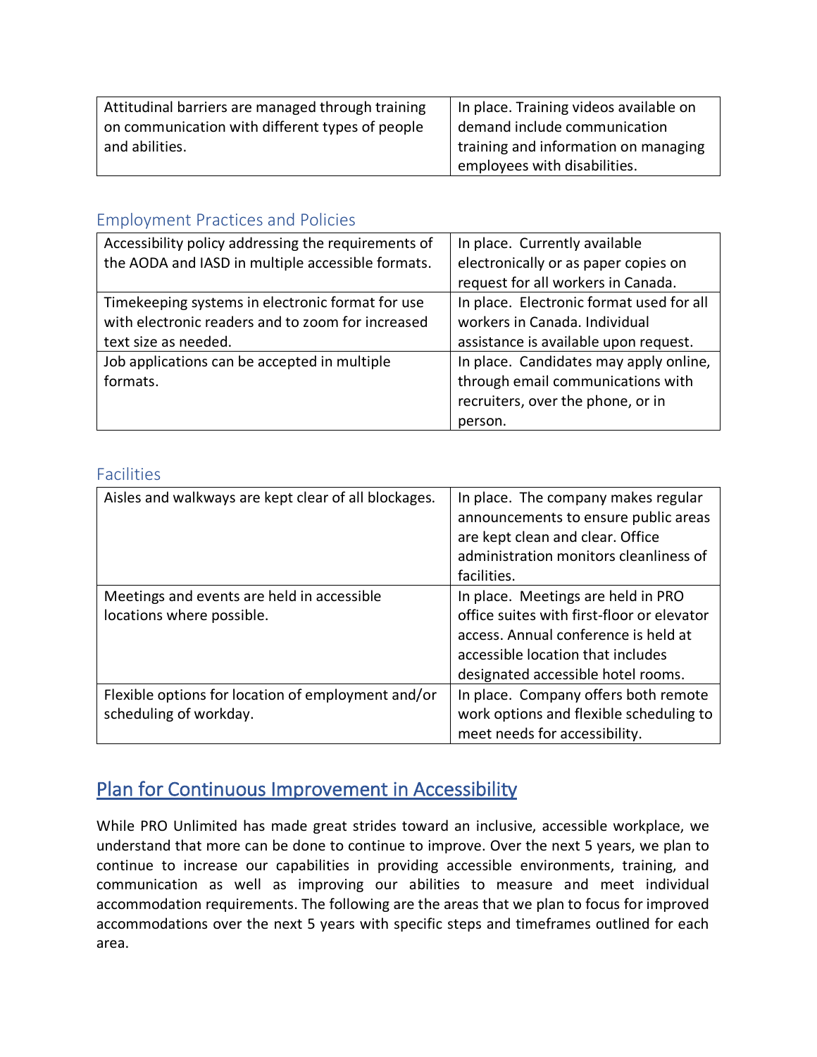| | |
|---|---|
| Attitudinal barriers are managed through training on communication with different types of people and abilities. | In place. Training videos available on demand include communication training and information on managing employees with disabilities. |

### Employment Practices and Policies

| | |
|---|---|
| Accessibility policy addressing the requirements of the AODA and IASD in multiple accessible formats. | In place. Currently available electronically or as paper copies on request for all workers in Canada. |
| Timekeeping systems in electronic format for use with electronic readers and to zoom for increased text size as needed. | In place. Electronic format used for all workers in Canada. Individual assistance is available upon request. |
| Job applications can be accepted in multiple formats. | In place. Candidates may apply online, through email communications with recruiters, over the phone, or in person. |

### Facilities

| | |
|---|---|
| Aisles and walkways are kept clear of all blockages. | In place. The company makes regular announcements to ensure public areas are kept clean and clear. Office administration monitors cleanliness of facilities. |
| Meetings and events are held in accessible locations where possible. | In place. Meetings are held in PRO office suites with first-floor or elevator access. Annual conference is held at accessible location that includes designated accessible hotel rooms. |
| Flexible options for location of employment and/or scheduling of workday. | In place. Company offers both remote work options and flexible scheduling to meet needs for accessibility. |

## Plan for Continuous Improvement in Accessibility

While PRO Unlimited has made great strides toward an inclusive, accessible workplace, we understand that more can be done to continue to improve. Over the next 5 years, we plan to continue to increase our capabilities in providing accessible environments, training, and communication as well as improving our abilities to measure and meet individual accommodation requirements. The following are the areas that we plan to focus for improved accommodations over the next 5 years with specific steps and timeframes outlined for each area.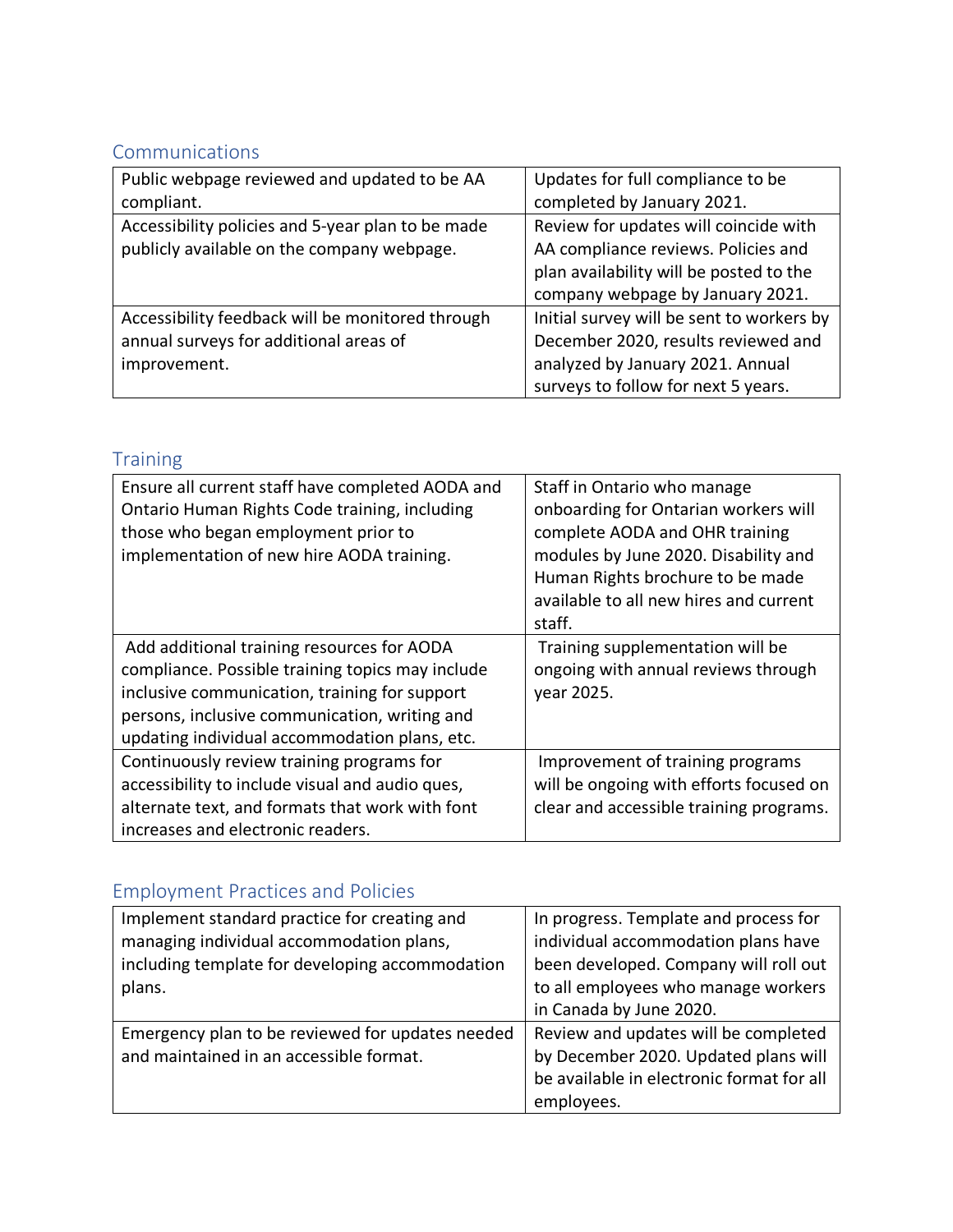## Communications

| | |
|---|---|
| Public webpage reviewed and updated to be AA compliant. | Updates for full compliance to be completed by January 2021. |
| Accessibility policies and 5-year plan to be made publicly available on the company webpage. | Review for updates will coincide with AA compliance reviews. Policies and plan availability will be posted to the company webpage by January 2021. |
| Accessibility feedback will be monitored through annual surveys for additional areas of improvement. | Initial survey will be sent to workers by December 2020, results reviewed and analyzed by January 2021. Annual surveys to follow for next 5 years. |

## Training

| | |
|---|---|
| Ensure all current staff have completed AODA and Ontario Human Rights Code training, including those who began employment prior to implementation of new hire AODA training. | Staff in Ontario who manage onboarding for Ontarian workers will complete AODA and OHR training modules by June 2020. Disability and Human Rights brochure to be made available to all new hires and current staff. |
| Add additional training resources for AODA compliance. Possible training topics may include inclusive communication, training for support persons, inclusive communication, writing and updating individual accommodation plans, etc. | Training supplementation will be ongoing with annual reviews through year 2025. |
| Continuously review training programs for accessibility to include visual and audio ques, alternate text, and formats that work with font increases and electronic readers. | Improvement of training programs will be ongoing with efforts focused on clear and accessible training programs. |

## Employment Practices and Policies

| | |
|---|---|
| Implement standard practice for creating and managing individual accommodation plans, including template for developing accommodation plans. | In progress. Template and process for individual accommodation plans have been developed. Company will roll out to all employees who manage workers in Canada by June 2020. |
| Emergency plan to be reviewed for updates needed and maintained in an accessible format. | Review and updates will be completed by December 2020. Updated plans will be available in electronic format for all employees. |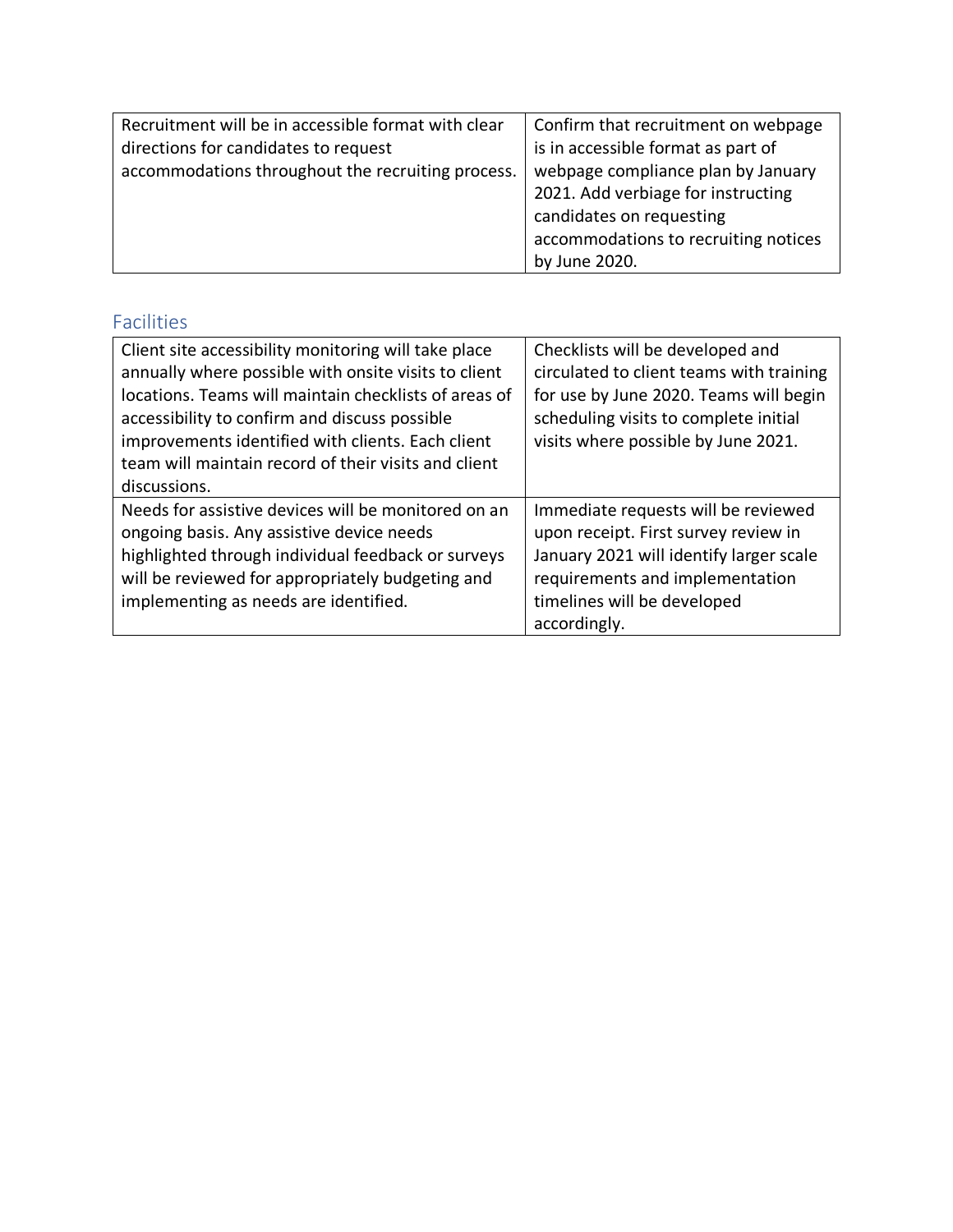| | |
|---|---|
| Recruitment will be in accessible format with clear directions for candidates to request accommodations throughout the recruiting process. | Confirm that recruitment on webpage is in accessible format as part of webpage compliance plan by January 2021. Add verbiage for instructing candidates on requesting accommodations to recruiting notices by June 2020. |

## Facilities

| | |
|---|---|
| Client site accessibility monitoring will take place annually where possible with onsite visits to client locations. Teams will maintain checklists of areas of accessibility to confirm and discuss possible improvements identified with clients. Each client team will maintain record of their visits and client discussions. | Checklists will be developed and circulated to client teams with training for use by June 2020. Teams will begin scheduling visits to complete initial visits where possible by June 2021. |
| Needs for assistive devices will be monitored on an ongoing basis. Any assistive device needs highlighted through individual feedback or surveys will be reviewed for appropriately budgeting and implementing as needs are identified. | Immediate requests will be reviewed upon receipt. First survey review in January 2021 will identify larger scale requirements and implementation timelines will be developed accordingly. |